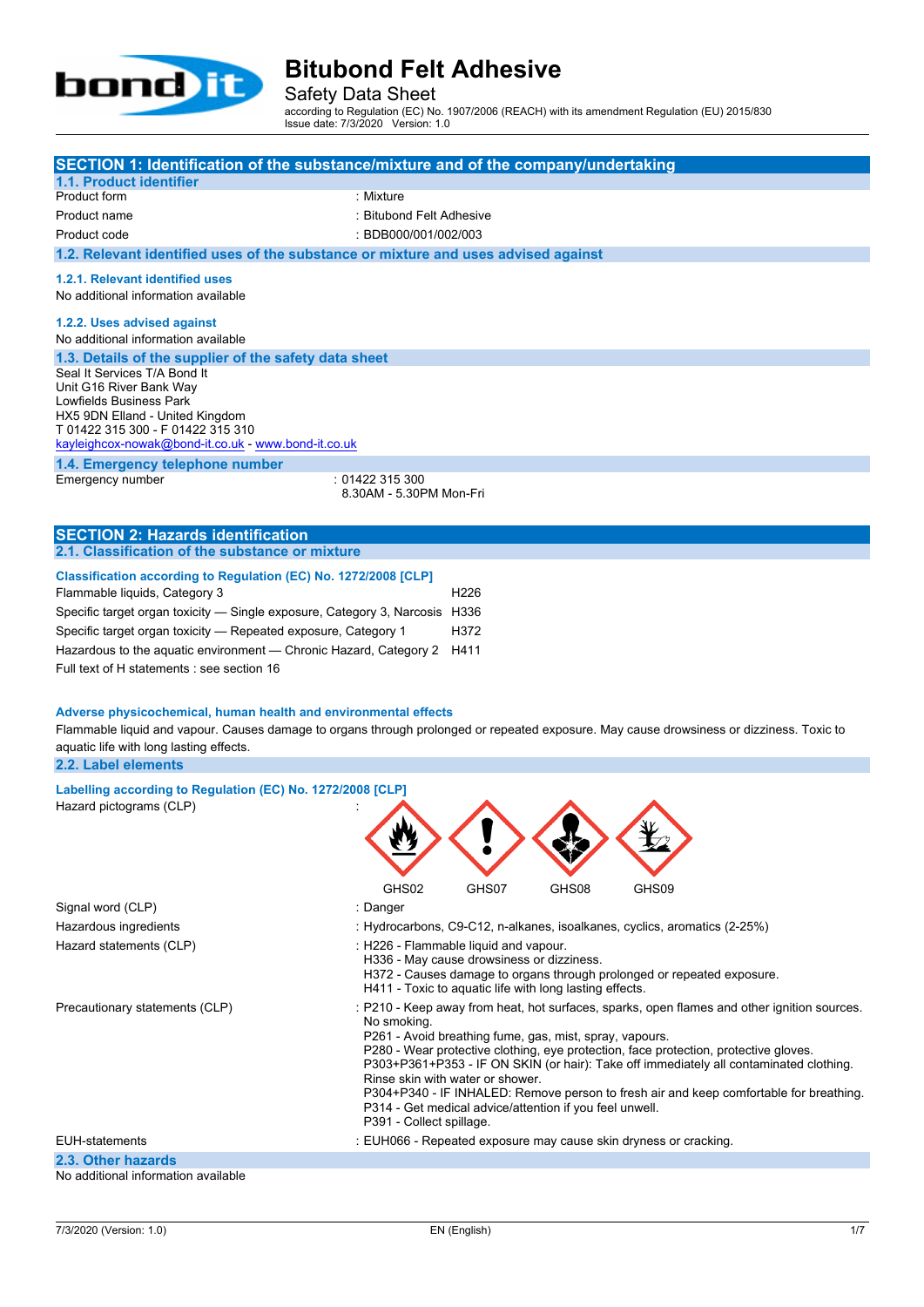# Bitubond Felt Adhesive

Safety Data Sheet

according to Regulation (EC) No. 1907/2006 (REACH) with its amendment Regulation (EU) 2015/830
Issue date: 7/3/2020 Version: 1.0

## SECTION 1: Identification of the substance/mixture and of the company/undertaking

### 1.1. Product identifier

| | |
|---|---|
| Product form | : Mixture |
| Product name | : Bitubond Felt Adhesive |
| Product code | : BDB000/001/002/003 |

### 1.2. Relevant identified uses of the substance or mixture and uses advised against

#### 1.2.1. Relevant identified uses

No additional information available

#### 1.2.2. Uses advised against

No additional information available

### 1.3. Details of the supplier of the safety data sheet

Seal It Services T/A Bond It
Unit G16 River Bank Way
Lowfields Business Park
HX5 9DN Elland - United Kingdom
T 01422 315 300 - F 01422 315 310
kayleighcox-nowak@bond-it.co.uk - www.bond-it.co.uk

### 1.4. Emergency telephone number

| | |
|---|---|
| Emergency number | : 01422 315 300<br>8.30AM - 5.30PM Mon-Fri |

## SECTION 2: Hazards identification

### 2.1. Classification of the substance or mixture

**Classification according to Regulation (EC) No. 1272/2008 [CLP]**

| | |
|---|---|
| Flammable liquids, Category 3 | H226 |
| Specific target organ toxicity — Single exposure, Category 3, Narcosis | H336 |
| Specific target organ toxicity — Repeated exposure, Category 1 | H372 |
| Hazardous to the aquatic environment — Chronic Hazard, Category 2 | H411 |

Full text of H statements : see section 16

**Adverse physicochemical, human health and environmental effects**

Flammable liquid and vapour. Causes damage to organs through prolonged or repeated exposure. May cause drowsiness or dizziness. Toxic to aquatic life with long lasting effects.

### 2.2. Label elements

**Labelling according to Regulation (EC) No. 1272/2008 [CLP]**

Hazard pictograms (CLP) :

GHS02 GHS07 GHS08 GHS09

| | |
|---|---|
| Signal word (CLP) | : Danger |
| Hazardous ingredients | : Hydrocarbons, C9-C12, n-alkanes, isoalkanes, cyclics, aromatics (2-25%) |
| Hazard statements (CLP) | : H226 - Flammable liquid and vapour.<br>H336 - May cause drowsiness or dizziness.<br>H372 - Causes damage to organs through prolonged or repeated exposure.<br>H411 - Toxic to aquatic life with long lasting effects. |
| Precautionary statements (CLP) | : P210 - Keep away from heat, hot surfaces, sparks, open flames and other ignition sources. No smoking.<br>P261 - Avoid breathing fume, gas, mist, spray, vapours.<br>P280 - Wear protective clothing, eye protection, face protection, protective gloves.<br>P303+P361+P353 - IF ON SKIN (or hair): Take off immediately all contaminated clothing. Rinse skin with water or shower.<br>P304+P340 - IF INHALED: Remove person to fresh air and keep comfortable for breathing.<br>P314 - Get medical advice/attention if you feel unwell.<br>P391 - Collect spillage. |
| EUH-statements | : EUH066 - Repeated exposure may cause skin dryness or cracking. |

### 2.3. Other hazards

No additional information available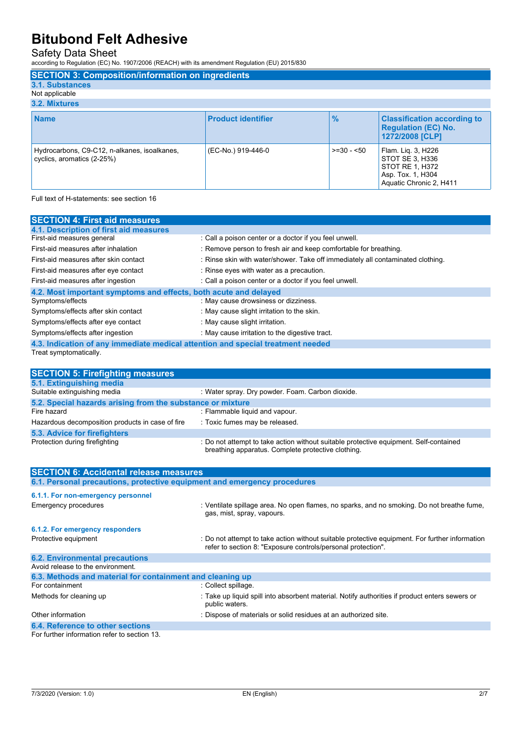# Bitubond Felt Adhesive

Safety Data Sheet

according to Regulation (EC) No. 1907/2006 (REACH) with its amendment Regulation (EU) 2015/830

## SECTION 3: Composition/information on ingredients

### 3.1. Substances

Not applicable

### 3.2. Mixtures

| Name | Product identifier | % | Classification according to Regulation (EC) No. 1272/2008 [CLP] |
|---|---|---|---|
| Hydrocarbons, C9-C12, n-alkanes, isoalkanes, cyclics, aromatics (2-25%) | (EC-No.) 919-446-0 | >=30 - <50 | Flam. Liq. 3, H226<br>STOT SE 3, H336<br>STOT RE 1, H372<br>Asp. Tox. 1, H304<br>Aquatic Chronic 2, H411 |

Full text of H-statements: see section 16

## SECTION 4: First aid measures

### 4.1. Description of first aid measures

First-aid measures general : Call a poison center or a doctor if you feel unwell.

First-aid measures after inhalation : Remove person to fresh air and keep comfortable for breathing.

First-aid measures after skin contact : Rinse skin with water/shower. Take off immediately all contaminated clothing.

First-aid measures after eye contact : Rinse eyes with water as a precaution.

First-aid measures after ingestion : Call a poison center or a doctor if you feel unwell.

### 4.2. Most important symptoms and effects, both acute and delayed

Symptoms/effects : May cause drowsiness or dizziness.

Symptoms/effects after skin contact : May cause slight irritation to the skin.

Symptoms/effects after eye contact : May cause slight irritation.

Symptoms/effects after ingestion : May cause irritation to the digestive tract.

### 4.3. Indication of any immediate medical attention and special treatment needed

Treat symptomatically.

## SECTION 5: Firefighting measures

### 5.1. Extinguishing media

Suitable extinguishing media : Water spray. Dry powder. Foam. Carbon dioxide.

### 5.2. Special hazards arising from the substance or mixture

Fire hazard : Flammable liquid and vapour.

Hazardous decomposition products in case of fire : Toxic fumes may be released.

### 5.3. Advice for firefighters

Protection during firefighting : Do not attempt to take action without suitable protective equipment. Self-contained breathing apparatus. Complete protective clothing.

## SECTION 6: Accidental release measures

### 6.1. Personal precautions, protective equipment and emergency procedures

#### 6.1.1. For non-emergency personnel

Emergency procedures : Ventilate spillage area. No open flames, no sparks, and no smoking. Do not breathe fume, gas, mist, spray, vapours.

#### 6.1.2. For emergency responders

Protective equipment : Do not attempt to take action without suitable protective equipment. For further information refer to section 8: "Exposure controls/personal protection".

### 6.2. Environmental precautions

Avoid release to the environment.

### 6.3. Methods and material for containment and cleaning up

For containment : Collect spillage.

Methods for cleaning up : Take up liquid spill into absorbent material. Notify authorities if product enters sewers or public waters.

Other information : Dispose of materials or solid residues at an authorized site.

### 6.4. Reference to other sections

For further information refer to section 13.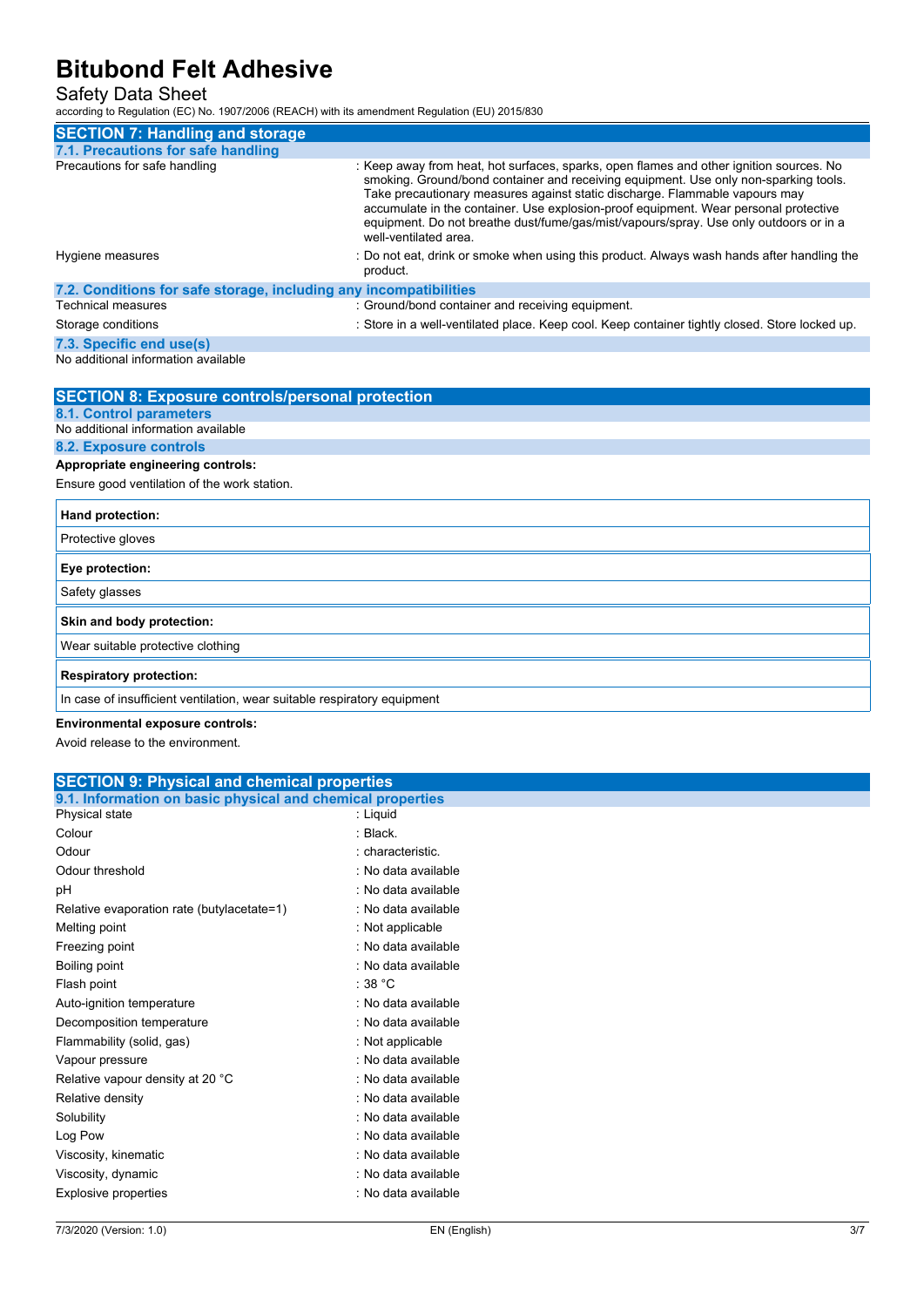## SECTION 7: Handling and storage

### 7.1. Precautions for safe handling

| | |
|---|---|
| Precautions for safe handling | : Keep away from heat, hot surfaces, sparks, open flames and other ignition sources. No smoking. Ground/bond container and receiving equipment. Use only non-sparking tools. Take precautionary measures against static discharge. Flammable vapours may accumulate in the container. Use explosion-proof equipment. Wear personal protective equipment. Do not breathe dust/fume/gas/mist/vapours/spray. Use only outdoors or in a well-ventilated area. |
| Hygiene measures | : Do not eat, drink or smoke when using this product. Always wash hands after handling the product. |

### 7.2. Conditions for safe storage, including any incompatibilities

| | |
|---|---|
| Technical measures | : Ground/bond container and receiving equipment. |
| Storage conditions | : Store in a well-ventilated place. Keep cool. Keep container tightly closed. Store locked up. |

### 7.3. Specific end use(s)

No additional information available

## SECTION 8: Exposure controls/personal protection

### 8.1. Control parameters

No additional information available

### 8.2. Exposure controls

**Appropriate engineering controls:**

Ensure good ventilation of the work station.

| **Hand protection:** |
|---|
| Protective gloves |

| **Eye protection:** |
|---|
| Safety glasses |

| **Skin and body protection:** |
|---|
| Wear suitable protective clothing |

| **Respiratory protection:** |
|---|
| In case of insufficient ventilation, wear suitable respiratory equipment |

**Environmental exposure controls:**

Avoid release to the environment.

## SECTION 9: Physical and chemical properties

### 9.1. Information on basic physical and chemical properties

| | |
|---|---|
| Physical state | : Liquid |
| Colour | : Black. |
| Odour | : characteristic. |
| Odour threshold | : No data available |
| pH | : No data available |
| Relative evaporation rate (butylacetate=1) | : No data available |
| Melting point | : Not applicable |
| Freezing point | : No data available |
| Boiling point | : No data available |
| Flash point | : 38 °C |
| Auto-ignition temperature | : No data available |
| Decomposition temperature | : No data available |
| Flammability (solid, gas) | : Not applicable |
| Vapour pressure | : No data available |
| Relative vapour density at 20 °C | : No data available |
| Relative density | : No data available |
| Solubility | : No data available |
| Log Pow | : No data available |
| Viscosity, kinematic | : No data available |
| Viscosity, dynamic | : No data available |
| Explosive properties | : No data available |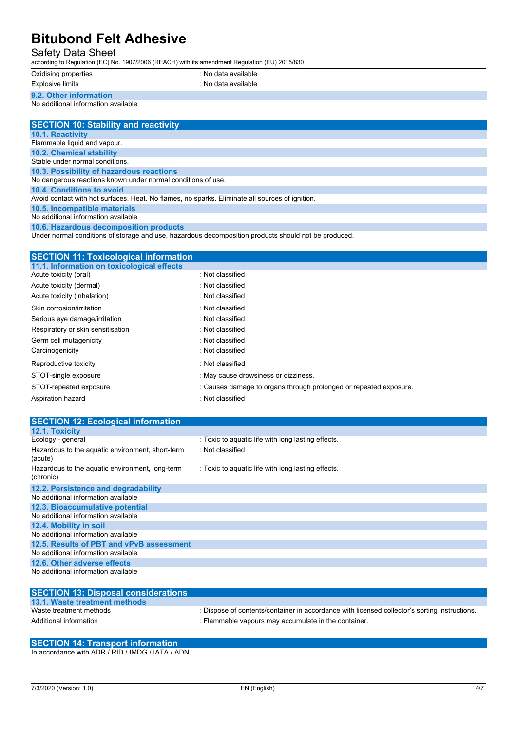| | |
|---|---|
| Oxidising properties | : No data available |
| Explosive limits | : No data available |

### 9.2. Other information

No additional information available

## SECTION 10: Stability and reactivity

### 10.1. Reactivity

Flammable liquid and vapour.

### 10.2. Chemical stability

Stable under normal conditions.

### 10.3. Possibility of hazardous reactions

No dangerous reactions known under normal conditions of use.

### 10.4. Conditions to avoid

Avoid contact with hot surfaces. Heat. No flames, no sparks. Eliminate all sources of ignition.

### 10.5. Incompatible materials

No additional information available

### 10.6. Hazardous decomposition products

Under normal conditions of storage and use, hazardous decomposition products should not be produced.

## SECTION 11: Toxicological information

### 11.1. Information on toxicological effects

| | |
|---|---|
| Acute toxicity (oral) | : Not classified |
| Acute toxicity (dermal) | : Not classified |
| Acute toxicity (inhalation) | : Not classified |
| Skin corrosion/irritation | : Not classified |
| Serious eye damage/irritation | : Not classified |
| Respiratory or skin sensitisation | : Not classified |
| Germ cell mutagenicity | : Not classified |
| Carcinogenicity | : Not classified |
| Reproductive toxicity | : Not classified |
| STOT-single exposure | : May cause drowsiness or dizziness. |
| STOT-repeated exposure | : Causes damage to organs through prolonged or repeated exposure. |
| Aspiration hazard | : Not classified |

## SECTION 12: Ecological information

### 12.1. Toxicity

| | |
|---|---|
| Ecology - general | : Toxic to aquatic life with long lasting effects. |
| Hazardous to the aquatic environment, short-term (acute) | : Not classified |
| Hazardous to the aquatic environment, long-term (chronic) | : Toxic to aquatic life with long lasting effects. |

### 12.2. Persistence and degradability

No additional information available

### 12.3. Bioaccumulative potential

No additional information available

### 12.4. Mobility in soil

No additional information available

### 12.5. Results of PBT and vPvB assessment

No additional information available

### 12.6. Other adverse effects

No additional information available

## SECTION 13: Disposal considerations

### 13.1. Waste treatment methods

| | |
|---|---|
| Waste treatment methods | : Dispose of contents/container in accordance with licensed collector's sorting instructions. |
| Additional information | : Flammable vapours may accumulate in the container. |

## SECTION 14: Transport information

In accordance with ADR / RID / IMDG / IATA / ADN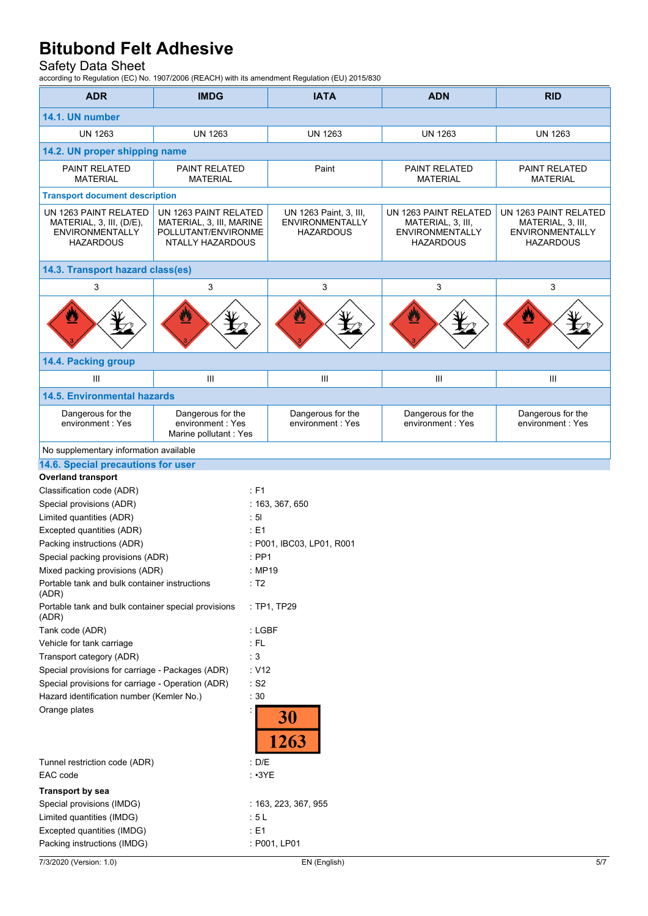| ADR | IMDG | IATA | ADN | RID |
|---|---|---|---|---|
| **14.1. UN number** | | | | |
| UN 1263 | UN 1263 | UN 1263 | UN 1263 | UN 1263 |
| **14.2. UN proper shipping name** | | | | |
| PAINT RELATED MATERIAL | PAINT RELATED MATERIAL | Paint | PAINT RELATED MATERIAL | PAINT RELATED MATERIAL |
| **Transport document description** | | | | |
| UN 1263 PAINT RELATED MATERIAL, 3, III, (D/E), ENVIRONMENTALLY HAZARDOUS | UN 1263 PAINT RELATED MATERIAL, 3, III, MARINE POLLUTANT/ENVIRONMENTALLY HAZARDOUS | UN 1263 Paint, 3, III, ENVIRONMENTALLY HAZARDOUS | UN 1263 PAINT RELATED MATERIAL, 3, III, ENVIRONMENTALLY HAZARDOUS | UN 1263 PAINT RELATED MATERIAL, 3, III, ENVIRONMENTALLY HAZARDOUS |
| **14.3. Transport hazard class(es)** | | | | |
| 3 | 3 | 3 | 3 | 3 |
| **14.4. Packing group** | | | | |
| III | III | III | III | III |
| **14.5. Environmental hazards** | | | | |
| Dangerous for the environment : Yes | Dangerous for the environment : Yes<br>Marine pollutant : Yes | Dangerous for the environment : Yes | Dangerous for the environment : Yes | Dangerous for the environment : Yes |
| No supplementary information available | | | | |

## 14.6. Special precautions for user

**Overland transport**

Classification code (ADR) : F1
Special provisions (ADR) : 163, 367, 650
Limited quantities (ADR) : 5l
Excepted quantities (ADR) : E1
Packing instructions (ADR) : P001, IBC03, LP01, R001
Special packing provisions (ADR) : PP1
Mixed packing provisions (ADR) : MP19
Portable tank and bulk container instructions (ADR) : T2
Portable tank and bulk container special provisions (ADR) : TP1, TP29
Tank code (ADR) : LGBF
Vehicle for tank carriage : FL
Transport category (ADR) : 3
Special provisions for carriage - Packages (ADR) : V12
Special provisions for carriage - Operation (ADR) : S2
Hazard identification number (Kemler No.) : 30
Orange plates :

| 30 |
|---|
| 1263 |

Tunnel restriction code (ADR) : D/E
EAC code : •3YE

**Transport by sea**

Special provisions (IMDG) : 163, 223, 367, 955
Limited quantities (IMDG) : 5 L
Excepted quantities (IMDG) : E1
Packing instructions (IMDG) : P001, LP01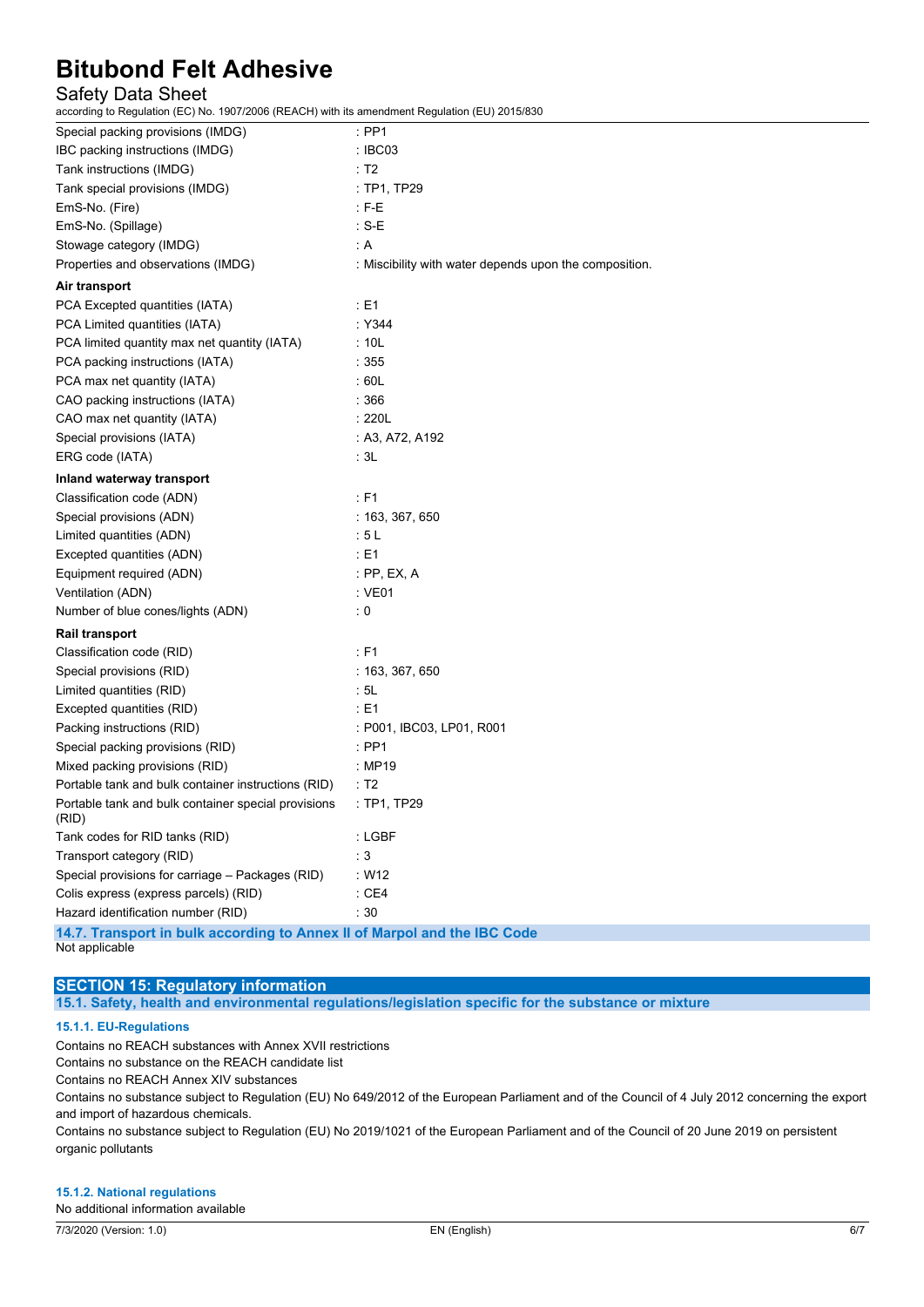| | |
|---|---|
| Special packing provisions (IMDG) | : PP1 |
| IBC packing instructions (IMDG) | : IBC03 |
| Tank instructions (IMDG) | : T2 |
| Tank special provisions (IMDG) | : TP1, TP29 |
| EmS-No. (Fire) | : F-E |
| EmS-No. (Spillage) | : S-E |
| Stowage category (IMDG) | : A |
| Properties and observations (IMDG) | : Miscibility with water depends upon the composition. |

**Air transport**

| | |
|---|---|
| PCA Excepted quantities (IATA) | : E1 |
| PCA Limited quantities (IATA) | : Y344 |
| PCA limited quantity max net quantity (IATA) | : 10L |
| PCA packing instructions (IATA) | : 355 |
| PCA max net quantity (IATA) | : 60L |
| CAO packing instructions (IATA) | : 366 |
| CAO max net quantity (IATA) | : 220L |
| Special provisions (IATA) | : A3, A72, A192 |
| ERG code (IATA) | : 3L |

**Inland waterway transport**

| | |
|---|---|
| Classification code (ADN) | : F1 |
| Special provisions (ADN) | : 163, 367, 650 |
| Limited quantities (ADN) | : 5 L |
| Excepted quantities (ADN) | : E1 |
| Equipment required (ADN) | : PP, EX, A |
| Ventilation (ADN) | : VE01 |
| Number of blue cones/lights (ADN) | : 0 |

**Rail transport**

| | |
|---|---|
| Classification code (RID) | : F1 |
| Special provisions (RID) | : 163, 367, 650 |
| Limited quantities (RID) | : 5L |
| Excepted quantities (RID) | : E1 |
| Packing instructions (RID) | : P001, IBC03, LP01, R001 |
| Special packing provisions (RID) | : PP1 |
| Mixed packing provisions (RID) | : MP19 |
| Portable tank and bulk container instructions (RID) | : T2 |
| Portable tank and bulk container special provisions (RID) | : TP1, TP29 |
| Tank codes for RID tanks (RID) | : LGBF |
| Transport category (RID) | : 3 |
| Special provisions for carriage – Packages (RID) | : W12 |
| Colis express (express parcels) (RID) | : CE4 |
| Hazard identification number (RID) | : 30 |

### 14.7. Transport in bulk according to Annex II of Marpol and the IBC Code

Not applicable

## SECTION 15: Regulatory information

### 15.1. Safety, health and environmental regulations/legislation specific for the substance or mixture

#### 15.1.1. EU-Regulations

Contains no REACH substances with Annex XVII restrictions

Contains no substance on the REACH candidate list

Contains no REACH Annex XIV substances

Contains no substance subject to Regulation (EU) No 649/2012 of the European Parliament and of the Council of 4 July 2012 concerning the export and import of hazardous chemicals.

Contains no substance subject to Regulation (EU) No 2019/1021 of the European Parliament and of the Council of 20 June 2019 on persistent organic pollutants

#### 15.1.2. National regulations

No additional information available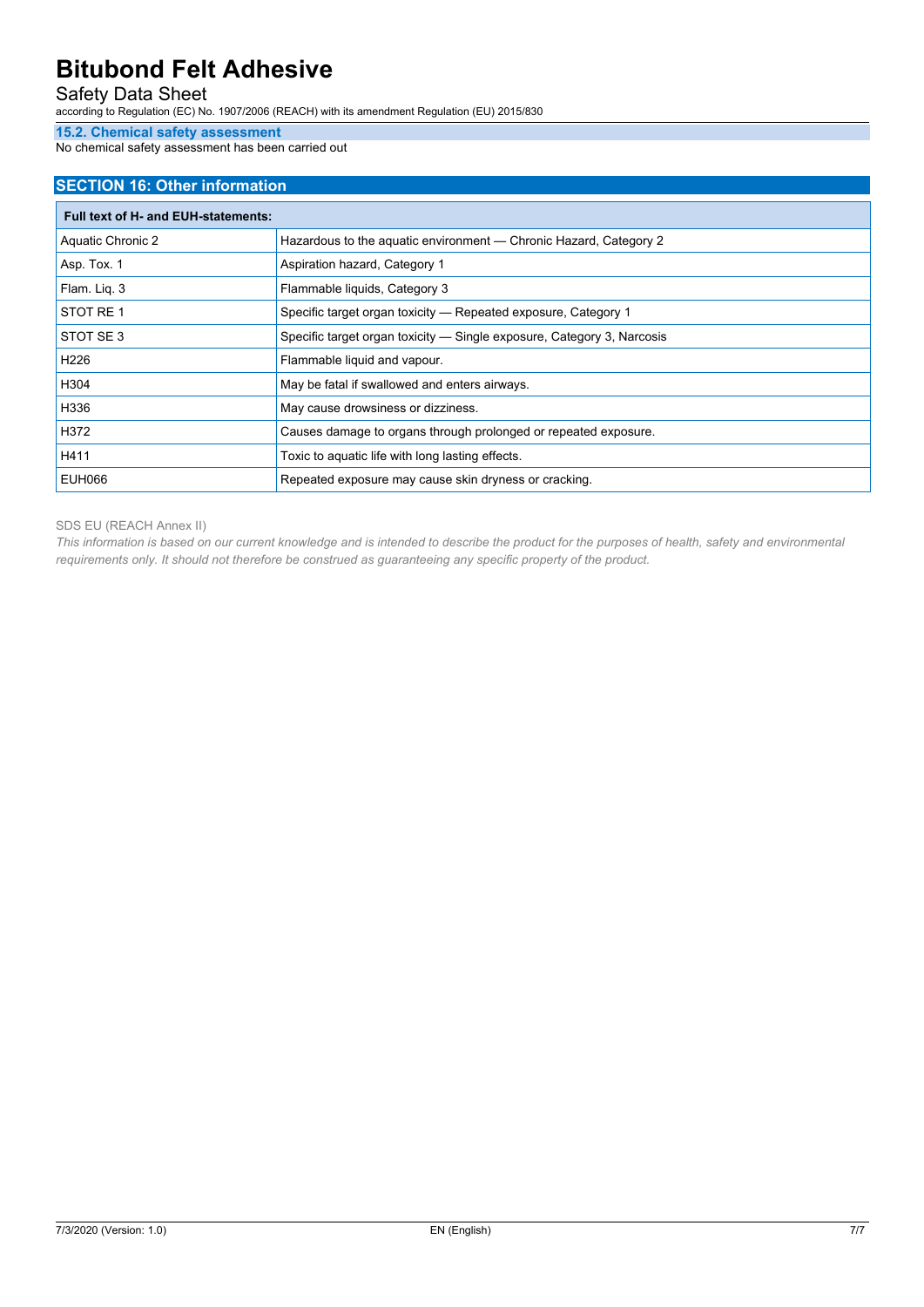### 15.2. Chemical safety assessment

No chemical safety assessment has been carried out

## SECTION 16: Other information

| Full text of H- and EUH-statements: | |
|---|---|
| Aquatic Chronic 2 | Hazardous to the aquatic environment — Chronic Hazard, Category 2 |
| Asp. Tox. 1 | Aspiration hazard, Category 1 |
| Flam. Liq. 3 | Flammable liquids, Category 3 |
| STOT RE 1 | Specific target organ toxicity — Repeated exposure, Category 1 |
| STOT SE 3 | Specific target organ toxicity — Single exposure, Category 3, Narcosis |
| H226 | Flammable liquid and vapour. |
| H304 | May be fatal if swallowed and enters airways. |
| H336 | May cause drowsiness or dizziness. |
| H372 | Causes damage to organs through prolonged or repeated exposure. |
| H411 | Toxic to aquatic life with long lasting effects. |
| EUH066 | Repeated exposure may cause skin dryness or cracking. |

SDS EU (REACH Annex II)

*This information is based on our current knowledge and is intended to describe the product for the purposes of health, safety and environmental requirements only. It should not therefore be construed as guaranteeing any specific property of the product.*